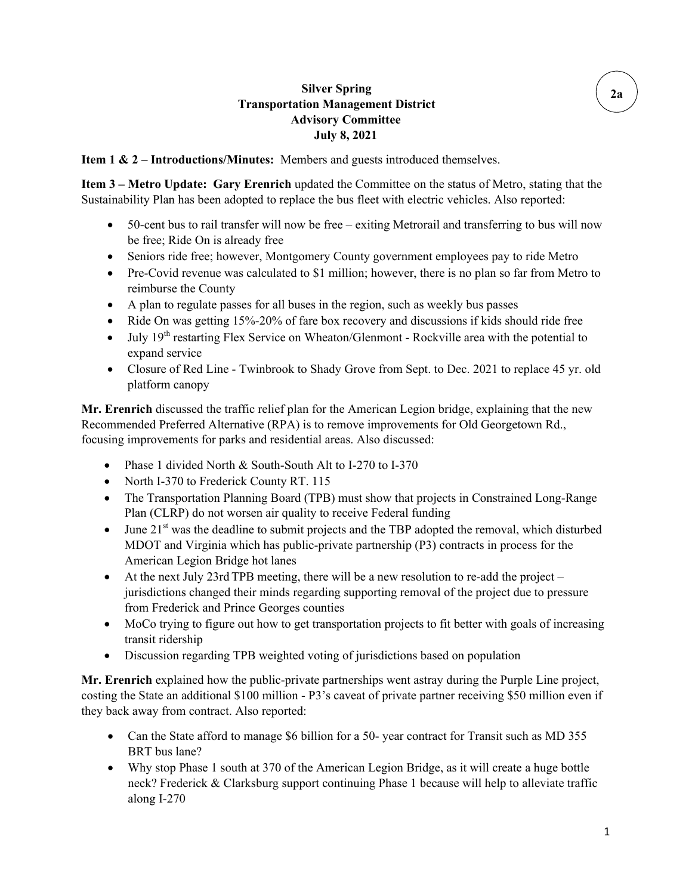2a

# Silver Spring Transportation Management District Advisory Committee July 8, 2021

**Item 1 & 2 – Introductions/Minutes:** Members and guests introduced themselves.

**Item 3 – Metro Update: Gary Erenrich** updated the Committee on the status of Metro, stating that the Sustainability Plan has been adopted to replace the bus fleet with electric vehicles. Also reported:

- 50-cent bus to rail transfer will now be free – exiting Metrorail and transferring to bus will now be free; Ride On is already free
- Seniors ride free; however, Montgomery County government employees pay to ride Metro
- Pre-Covid revenue was calculated to $1 million; however, there is no plan so far from Metro to reimburse the County
- A plan to regulate passes for all buses in the region, such as weekly bus passes
- Ride On was getting 15%-20% of fare box recovery and discussions if kids should ride free
- July 19th restarting Flex Service on Wheaton/Glenmont - Rockville area with the potential to expand service
- Closure of Red Line - Twinbrook to Shady Grove from Sept. to Dec. 2021 to replace 45 yr. old platform canopy

**Mr. Erenrich** discussed the traffic relief plan for the American Legion bridge, explaining that the new Recommended Preferred Alternative (RPA) is to remove improvements for Old Georgetown Rd., focusing improvements for parks and residential areas. Also discussed:

- Phase 1 divided North & South-South Alt to I-270 to I-370
- North I-370 to Frederick County RT. 115
- The Transportation Planning Board (TPB) must show that projects in Constrained Long-Range Plan (CLRP) do not worsen air quality to receive Federal funding
- June 21st was the deadline to submit projects and the TBP adopted the removal, which disturbed MDOT and Virginia which has public-private partnership (P3) contracts in process for the American Legion Bridge hot lanes
- At the next July 23rd TPB meeting, there will be a new resolution to re-add the project – jurisdictions changed their minds regarding supporting removal of the project due to pressure from Frederick and Prince Georges counties
- MoCo trying to figure out how to get transportation projects to fit better with goals of increasing transit ridership
- Discussion regarding TPB weighted voting of jurisdictions based on population

**Mr. Erenrich** explained how the public-private partnerships went astray during the Purple Line project, costing the State an additional $100 million - P3's caveat of private partner receiving $50 million even if they back away from contract. Also reported:

- Can the State afford to manage $6 billion for a 50- year contract for Transit such as MD 355 BRT bus lane?
- Why stop Phase 1 south at 370 of the American Legion Bridge, as it will create a huge bottle neck? Frederick & Clarksburg support continuing Phase 1 because will help to alleviate traffic along I-270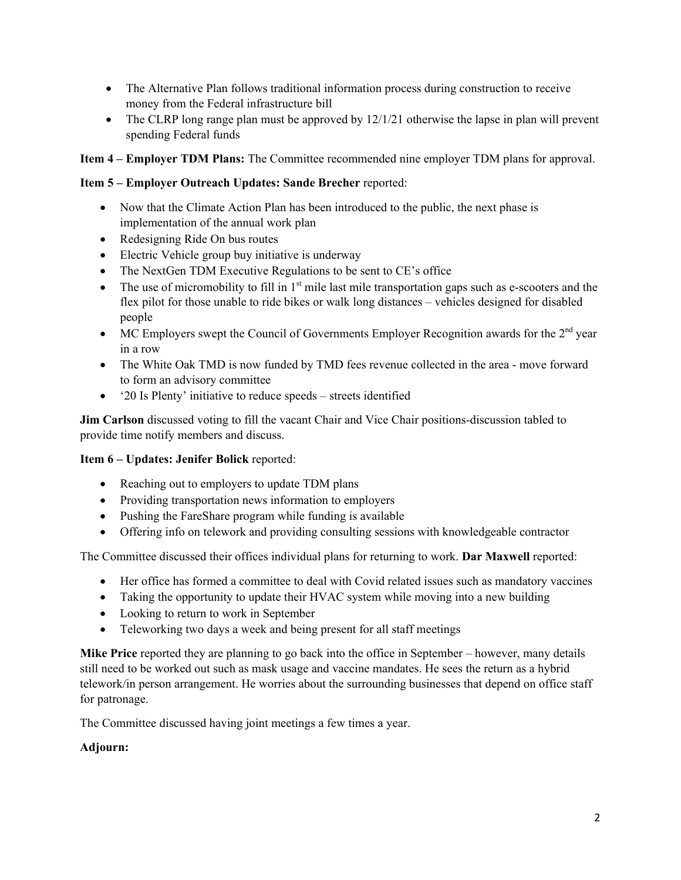- The Alternative Plan follows traditional information process during construction to receive money from the Federal infrastructure bill
- The CLRP long range plan must be approved by 12/1/21 otherwise the lapse in plan will prevent spending Federal funds

**Item 4 – Employer TDM Plans:** The Committee recommended nine employer TDM plans for approval.

**Item 5 – Employer Outreach Updates: Sande Brecher** reported:

- Now that the Climate Action Plan has been introduced to the public, the next phase is implementation of the annual work plan
- Redesigning Ride On bus routes
- Electric Vehicle group buy initiative is underway
- The NextGen TDM Executive Regulations to be sent to CE's office
- The use of micromobility to fill in 1st mile last mile transportation gaps such as e-scooters and the flex pilot for those unable to ride bikes or walk long distances – vehicles designed for disabled people
- MC Employers swept the Council of Governments Employer Recognition awards for the 2nd year in a row
- The White Oak TMD is now funded by TMD fees revenue collected in the area - move forward to form an advisory committee
- '20 Is Plenty' initiative to reduce speeds – streets identified

**Jim Carlson** discussed voting to fill the vacant Chair and Vice Chair positions-discussion tabled to provide time notify members and discuss.

**Item 6 – Updates: Jenifer Bolick** reported:

- Reaching out to employers to update TDM plans
- Providing transportation news information to employers
- Pushing the FareShare program while funding is available
- Offering info on telework and providing consulting sessions with knowledgeable contractor

The Committee discussed their offices individual plans for returning to work. **Dar Maxwell** reported:

- Her office has formed a committee to deal with Covid related issues such as mandatory vaccines
- Taking the opportunity to update their HVAC system while moving into a new building
- Looking to return to work in September
- Teleworking two days a week and being present for all staff meetings

**Mike Price** reported they are planning to go back into the office in September – however, many details still need to be worked out such as mask usage and vaccine mandates. He sees the return as a hybrid telework/in person arrangement. He worries about the surrounding businesses that depend on office staff for patronage.

The Committee discussed having joint meetings a few times a year.

**Adjourn:**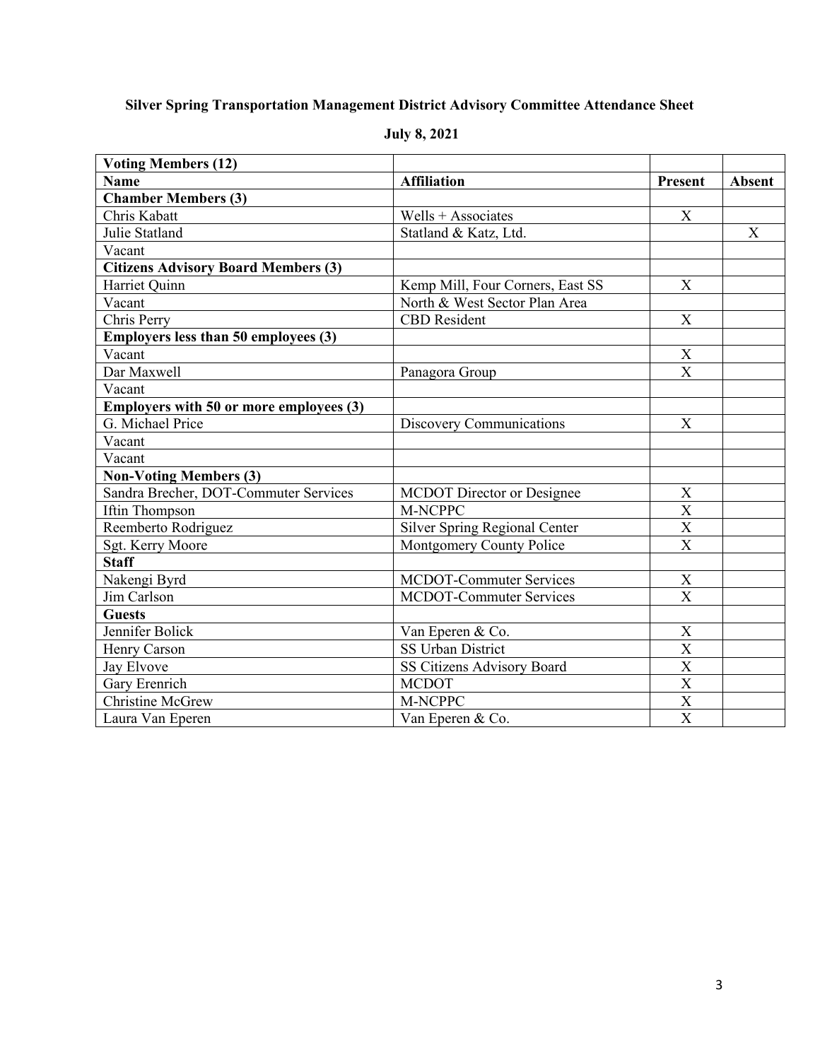**Silver Spring Transportation Management District Advisory Committee Attendance Sheet**

**July 8, 2021**

| **Voting Members (12)** | | | |
|---|---|---|---|
| **Name** | **Affiliation** | **Present** | **Absent** |
| **Chamber Members (3)** | | | |
| Chris Kabatt | Wells + Associates | X | |
| Julie Statland | Statland & Katz, Ltd. | | X |
| Vacant | | | |
| **Citizens Advisory Board Members (3)** | | | |
| Harriet Quinn | Kemp Mill, Four Corners, East SS | X | |
| Vacant | North & West Sector Plan Area | | |
| Chris Perry | CBD Resident | X | |
| **Employers less than 50 employees (3)** | | | |
| Vacant | | X | |
| Dar Maxwell | Panagora Group | X | |
| Vacant | | | |
| **Employers with 50 or more employees (3)** | | | |
| G. Michael Price | Discovery Communications | X | |
| Vacant | | | |
| Vacant | | | |
| **Non-Voting Members (3)** | | | |
| Sandra Brecher, DOT-Commuter Services | MCDOT Director or Designee | X | |
| Iftin Thompson | M-NCPPC | X | |
| Reemberto Rodriguez | Silver Spring Regional Center | X | |
| Sgt. Kerry Moore | Montgomery County Police | X | |
| **Staff** | | | |
| Nakengi Byrd | MCDOT-Commuter Services | X | |
| Jim Carlson | MCDOT-Commuter Services | X | |
| **Guests** | | | |
| Jennifer Bolick | Van Eperen & Co. | X | |
| Henry Carson | SS Urban District | X | |
| Jay Elvove | SS Citizens Advisory Board | X | |
| Gary Erenrich | MCDOT | X | |
| Christine McGrew | M-NCPPC | X | |
| Laura Van Eperen | Van Eperen & Co. | X | |